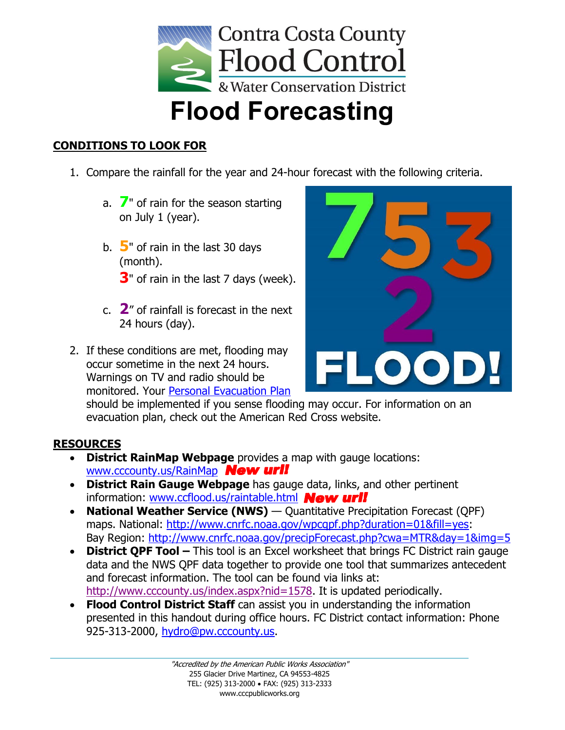# Contra Costa County Flood Control & Water Conservation District

# Flood Forecasting

## CONDITIONS TO LOOK FOR

1. Compare the rainfall for the year and 24-hour forecast with the following criteria.

   a. **7**" of rain for the season starting on July 1 (year).

   b. **5**" of rain in the last 30 days (month).
      **3**" of rain in the last 7 days (week).

   c. **2**" of rainfall is forecast in the next 24 hours (day).

2. If these conditions are met, flooding may occur sometime in the next 24 hours. Warnings on TV and radio should be monitored. Your Personal Evacuation Plan should be implemented if you sense flooding may occur. For information on an evacuation plan, check out the American Red Cross website.

7 5 3 2 FLOOD!

## RESOURCES

- **District RainMap Webpage** provides a map with gauge locations: www.cccounty.us/RainMap ***New url!***
- **District Rain Gauge Webpage** has gauge data, links, and other pertinent information: www.ccflood.us/raintable.html ***New url!***
- **National Weather Service (NWS)** — Quantitative Precipitation Forecast (QPF) maps. National: http://www.cnrfc.noaa.gov/wpcqpf.php?duration=01&fill=yes: Bay Region: http://www.cnrfc.noaa.gov/precipForecast.php?cwa=MTR&day=1&img=5
- **District QPF Tool –** This tool is an Excel worksheet that brings FC District rain gauge data and the NWS QPF data together to provide one tool that summarizes antecedent and forecast information. The tool can be found via links at: http://www.cccounty.us/index.aspx?nid=1578. It is updated periodically.
- **Flood Control District Staff** can assist you in understanding the information presented in this handout during office hours. FC District contact information: Phone 925-313-2000, hydro@pw.cccounty.us.

*"Accredited by the American Public Works Association"*
255 Glacier Drive Martinez, CA 94553-4825
TEL: (925) 313-2000 • FAX: (925) 313-2333
www.cccpublicworks.org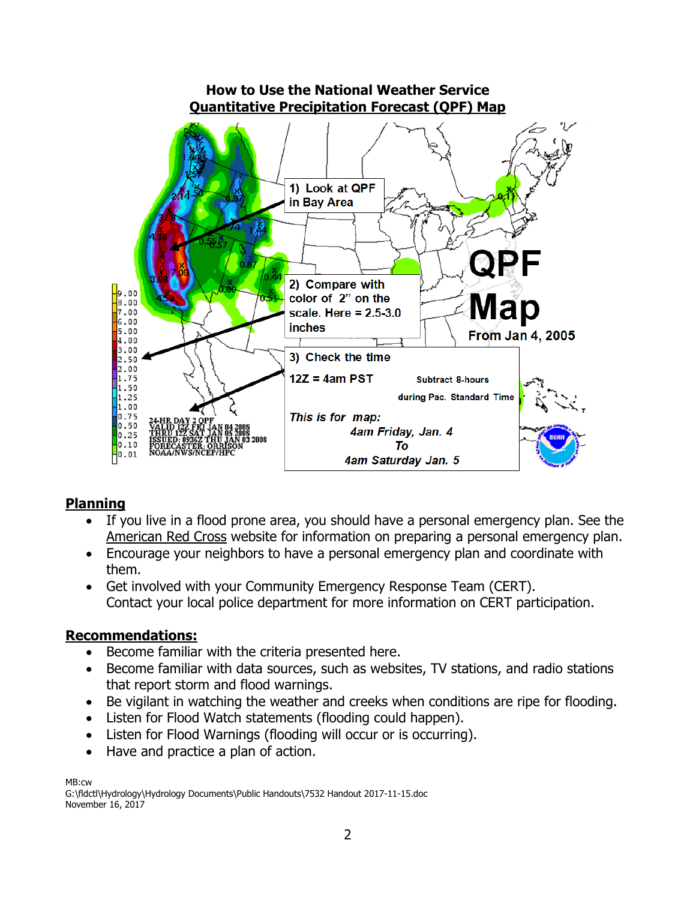**How to Use the National Weather Service**
**Quantitative Precipitation Forecast (QPF) Map**

1) Look at QPF in Bay Area

2) Compare with color of 2" on the scale. Here = 2.5-3.0 inches

3) Check the time

12Z = 4am PST

Subtract 8-hours during Pac. Standard Time

*This is for map:*
*4am Friday, Jan. 4*
*To*
*4am Saturday Jan. 5*

QPF Map
From Jan 4, 2005

9.00
8.00
7.00
6.00
5.00
4.00
3.00
2.50
2.00
1.75
1.50
1.25
1.00
0.75
0.50
0.25
0.10
0.01

24-HR DAY 2 QPF
VALID 12Z FRI JAN 04 2008
THRU 12Z SAT JAN 05 2008
ISSUED: 0936Z THU JAN 03 2008
FORECASTER: ORRISON
NOAA/NWS/NCEP/HPC

## Planning

- If you live in a flood prone area, you should have a personal emergency plan. See the American Red Cross website for information on preparing a personal emergency plan.
- Encourage your neighbors to have a personal emergency plan and coordinate with them.
- Get involved with your Community Emergency Response Team (CERT). Contact your local police department for more information on CERT participation.

## Recommendations:

- Become familiar with the criteria presented here.
- Become familiar with data sources, such as websites, TV stations, and radio stations that report storm and flood warnings.
- Be vigilant in watching the weather and creeks when conditions are ripe for flooding.
- Listen for Flood Watch statements (flooding could happen).
- Listen for Flood Warnings (flooding will occur or is occurring).
- Have and practice a plan of action.

MB:cw
G:\fldctl\Hydrology\Hydrology Documents\Public Handouts\7532 Handout 2017-11-15.doc
November 16, 2017